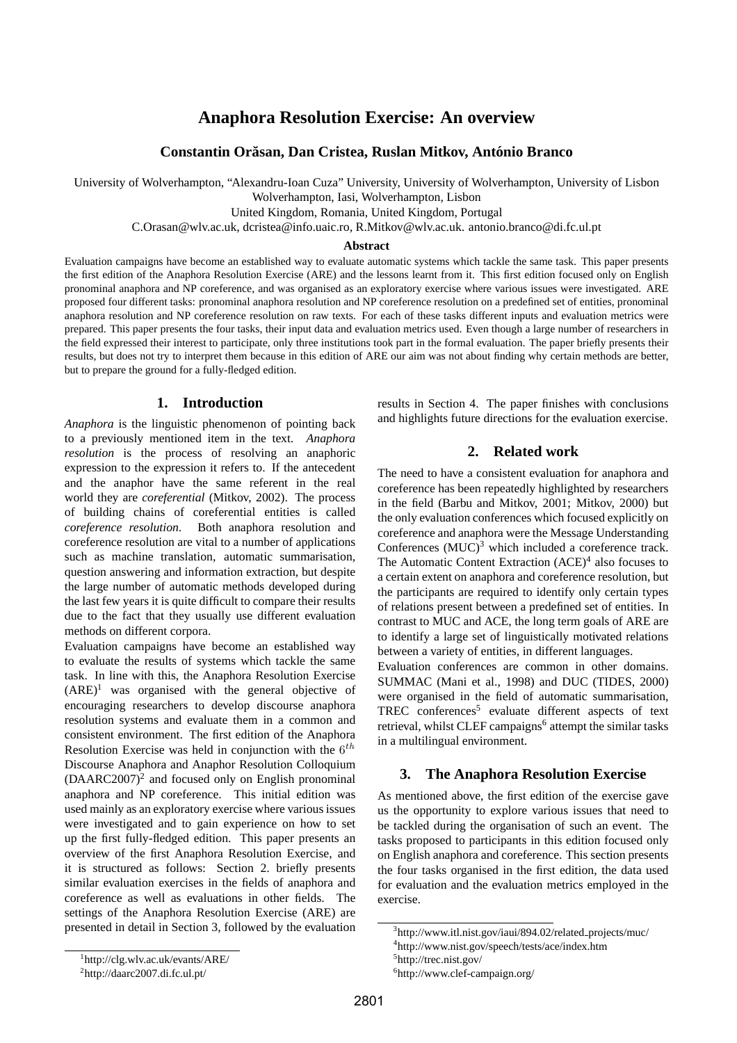# Anaphora Resolution Exercise: An overview

**Constantin Orăsan, Dan Cristea, Ruslan Mitkov, António Branco**

University of Wolverhampton, "Alexandru-Ioan Cuza" University, University of Wolverhampton, University of Lisbon
Wolverhampton, Iasi, Wolverhampton, Lisbon
United Kingdom, Romania, United Kingdom, Portugal
C.Orasan@wlv.ac.uk, dcristea@info.uaic.ro, R.Mitkov@wlv.ac.uk. antonio.branco@di.fc.ul.pt

**Abstract**

Evaluation campaigns have become an established way to evaluate automatic systems which tackle the same task. This paper presents the first edition of the Anaphora Resolution Exercise (ARE) and the lessons learnt from it. This first edition focused only on English pronominal anaphora and NP coreference, and was organised as an exploratory exercise where various issues were investigated. ARE proposed four different tasks: pronominal anaphora resolution and NP coreference resolution on a predefined set of entities, pronominal anaphora resolution and NP coreference resolution on raw texts. For each of these tasks different inputs and evaluation metrics were prepared. This paper presents the four tasks, their input data and evaluation metrics used. Even though a large number of researchers in the field expressed their interest to participate, only three institutions took part in the formal evaluation. The paper briefly presents their results, but does not try to interpret them because in this edition of ARE our aim was not about finding why certain methods are better, but to prepare the ground for a fully-fledged edition.

## 1. Introduction

*Anaphora* is the linguistic phenomenon of pointing back to a previously mentioned item in the text. *Anaphora resolution* is the process of resolving an anaphoric expression to the expression it refers to. If the antecedent and the anaphor have the same referent in the real world they are *coreferential* (Mitkov, 2002). The process of building chains of coreferential entities is called *coreference resolution*. Both anaphora resolution and coreference resolution are vital to a number of applications such as machine translation, automatic summarisation, question answering and information extraction, but despite the large number of automatic methods developed during the last few years it is quite difficult to compare their results due to the fact that they usually use different evaluation methods on different corpora.

Evaluation campaigns have become an established way to evaluate the results of systems which tackle the same task. In line with this, the Anaphora Resolution Exercise (ARE)[1] was organised with the general objective of encouraging researchers to develop discourse anaphora resolution systems and evaluate them in a common and consistent environment. The first edition of the Anaphora Resolution Exercise was held in conjunction with the $6^{th}$ Discourse Anaphora and Anaphor Resolution Colloquium (DAARC2007)[2] and focused only on English pronominal anaphora and NP coreference. This initial edition was used mainly as an exploratory exercise where various issues were investigated and to gain experience on how to set up the first fully-fledged edition. This paper presents an overview of the first Anaphora Resolution Exercise, and it is structured as follows: Section 2. briefly presents similar evaluation exercises in the fields of anaphora and coreference as well as evaluations in other fields. The settings of the Anaphora Resolution Exercise (ARE) are presented in detail in Section 3, followed by the evaluation results in Section 4. The paper finishes with conclusions and highlights future directions for the evaluation exercise.

## 2. Related work

The need to have a consistent evaluation for anaphora and coreference has been repeatedly highlighted by researchers in the field (Barbu and Mitkov, 2001; Mitkov, 2000) but the only evaluation conferences which focused explicitly on coreference and anaphora were the Message Understanding Conferences (MUC)[3] which included a coreference track. The Automatic Content Extraction (ACE)[4] also focuses to a certain extent on anaphora and coreference resolution, but the participants are required to identify only certain types of relations present between a predefined set of entities. In contrast to MUC and ACE, the long term goals of ARE are to identify a large set of linguistically motivated relations between a variety of entities, in different languages.

Evaluation conferences are common in other domains. SUMMAC (Mani et al., 1998) and DUC (TIDES, 2000) were organised in the field of automatic summarisation, TREC conferences[5] evaluate different aspects of text retrieval, whilst CLEF campaigns[6] attempt the similar tasks in a multilingual environment.

## 3. The Anaphora Resolution Exercise

As mentioned above, the first edition of the exercise gave us the opportunity to explore various issues that need to be tackled during the organisation of such an event. The tasks proposed to participants in this edition focused only on English anaphora and coreference. This section presents the four tasks organised in the first edition, the data used for evaluation and the evaluation metrics employed in the exercise.

[1] http://clg.wlv.ac.uk/evants/ARE/
[2] http://daarc2007.di.fc.ul.pt/
[3] http://www.itl.nist.gov/iaui/894.02/related_projects/muc/
[4] http://www.nist.gov/speech/tests/ace/index.htm
[5] http://trec.nist.gov/
[6] http://www.clef-campaign.org/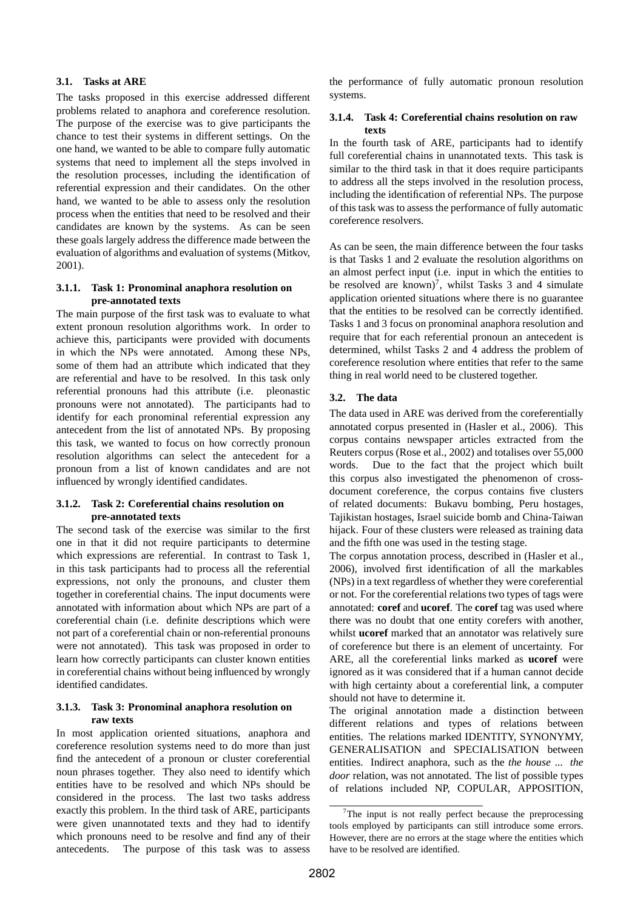### 3.1. Tasks at ARE

The tasks proposed in this exercise addressed different problems related to anaphora and coreference resolution. The purpose of the exercise was to give participants the chance to test their systems in different settings. On the one hand, we wanted to be able to compare fully automatic systems that need to implement all the steps involved in the resolution processes, including the identification of referential expression and their candidates. On the other hand, we wanted to be able to assess only the resolution process when the entities that need to be resolved and their candidates are known by the systems. As can be seen these goals largely address the difference made between the evaluation of algorithms and evaluation of systems (Mitkov, 2001).

#### 3.1.1. Task 1: Pronominal anaphora resolution on pre-annotated texts

The main purpose of the first task was to evaluate to what extent pronoun resolution algorithms work. In order to achieve this, participants were provided with documents in which the NPs were annotated. Among these NPs, some of them had an attribute which indicated that they are referential and have to be resolved. In this task only referential pronouns had this attribute (i.e. pleonastic pronouns were not annotated). The participants had to identify for each pronominal referential expression any antecedent from the list of annotated NPs. By proposing this task, we wanted to focus on how correctly pronoun resolution algorithms can select the antecedent for a pronoun from a list of known candidates and are not influenced by wrongly identified candidates.

#### 3.1.2. Task 2: Coreferential chains resolution on pre-annotated texts

The second task of the exercise was similar to the first one in that it did not require participants to determine which expressions are referential. In contrast to Task 1, in this task participants had to process all the referential expressions, not only the pronouns, and cluster them together in coreferential chains. The input documents were annotated with information about which NPs are part of a coreferential chain (i.e. definite descriptions which were not part of a coreferential chain or non-referential pronouns were not annotated). This task was proposed in order to learn how correctly participants can cluster known entities in coreferential chains without being influenced by wrongly identified candidates.

#### 3.1.3. Task 3: Pronominal anaphora resolution on raw texts

In most application oriented situations, anaphora and coreference resolution systems need to do more than just find the antecedent of a pronoun or cluster coreferential noun phrases together. They also need to identify which entities have to be resolved and which NPs should be considered in the process. The last two tasks address exactly this problem. In the third task of ARE, participants were given unannotated texts and they had to identify which pronouns need to be resolve and find any of their antecedents. The purpose of this task was to assess the performance of fully automatic pronoun resolution systems.

#### 3.1.4. Task 4: Coreferential chains resolution on raw texts

In the fourth task of ARE, participants had to identify full coreferential chains in unannotated texts. This task is similar to the third task in that it does require participants to address all the steps involved in the resolution process, including the identification of referential NPs. The purpose of this task was to assess the performance of fully automatic coreference resolvers.

As can be seen, the main difference between the four tasks is that Tasks 1 and 2 evaluate the resolution algorithms on an almost perfect input (i.e. input in which the entities to be resolved are known)[7], whilst Tasks 3 and 4 simulate application oriented situations where there is no guarantee that the entities to be resolved can be correctly identified. Tasks 1 and 3 focus on pronominal anaphora resolution and require that for each referential pronoun an antecedent is determined, whilst Tasks 2 and 4 address the problem of coreference resolution where entities that refer to the same thing in real world need to be clustered together.

### 3.2. The data

The data used in ARE was derived from the coreferentially annotated corpus presented in (Hasler et al., 2006). This corpus contains newspaper articles extracted from the Reuters corpus (Rose et al., 2002) and totalises over 55,000 words. Due to the fact that the project which built this corpus also investigated the phenomenon of cross-document coreference, the corpus contains five clusters of related documents: Bukavu bombing, Peru hostages, Tajikistan hostages, Israel suicide bomb and China-Taiwan hijack. Four of these clusters were released as training data and the fifth one was used in the testing stage.

The corpus annotation process, described in (Hasler et al., 2006), involved first identification of all the markables (NPs) in a text regardless of whether they were coreferential or not. For the coreferential relations two types of tags were annotated: **coref** and **ucoref**. The **coref** tag was used where there was no doubt that one entity corefers with another, whilst **ucoref** marked that an annotator was relatively sure of coreference but there is an element of uncertainty. For ARE, all the coreferential links marked as **ucoref** were ignored as it was considered that if a human cannot decide with high certainty about a coreferential link, a computer should not have to determine it.

The original annotation made a distinction between different relations and types of relations between entities. The relations marked IDENTITY, SYNONYMY, GENERALISATION and SPECIALISATION between entities. Indirect anaphora, such as the *the house ... the door* relation, was not annotated. The list of possible types of relations included NP, COPULAR, APPOSITION,

[7] The input is not really perfect because the preprocessing tools employed by participants can still introduce some errors. However, there are no errors at the stage where the entities which have to be resolved are identified.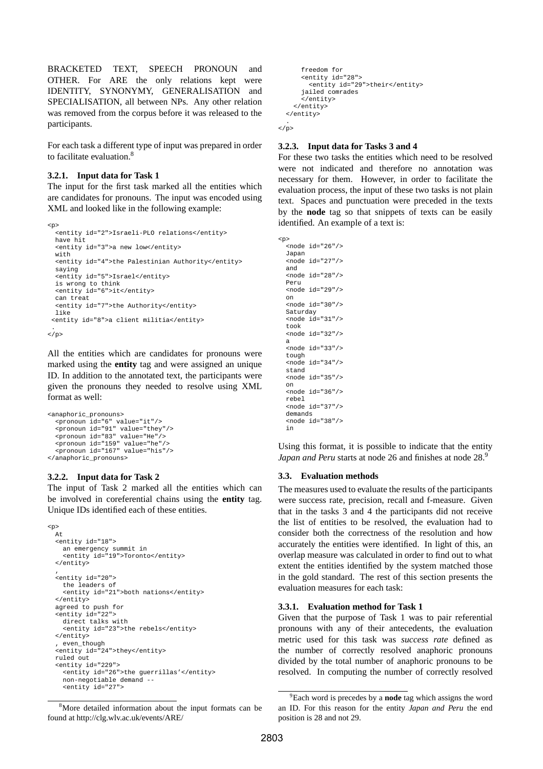BRACKETED TEXT, SPEECH PRONOUN and OTHER. For ARE the only relations kept were IDENTITY, SYNONYMY, GENERALISATION and SPECIALISATION, all between NPs. Any other relation was removed from the corpus before it was released to the participants.

For each task a different type of input was prepared in order to facilitate evaluation.[8]

### 3.2.1. Input data for Task 1

The input for the first task marked all the entities which are candidates for pronouns. The input was encoded using XML and looked like in the following example:

```
<p>
  <entity id="2">Israeli-PLO relations</entity>
  have hit
  <entity id="3">a new low</entity>
  with
  <entity id="4">the Palestinian Authority</entity>
  saying
  <entity id="5">Israel</entity>
  is wrong to think
  <entity id="6">it</entity>
  can treat
  <entity id="7">the Authority</entity>
  like
 <entity id="8">a client militia</entity>
 .
</p>
```

All the entities which are candidates for pronouns were marked using the **entity** tag and were assigned an unique ID. In addition to the annotated text, the participants were given the pronouns they needed to resolve using XML format as well:

```
<anaphoric_pronouns>
  <pronoun id="6" value="it"/>
  <pronoun id="91" value="they"/>
  <pronoun id="83" value="He"/>
  <pronoun id="159" value="he"/>
  <pronoun id="167" value="his"/>
</anaphoric_pronouns>
```

### 3.2.2. Input data for Task 2

The input of Task 2 marked all the entities which can be involved in coreferential chains using the **entity** tag. Unique IDs identified each of these entities.

```
<p>
  At
  <entity id="18">
    an emergency summit in
    <entity id="19">Toronto</entity>
  </entity>
  ,
  <entity id="20">
    the leaders of
    <entity id="21">both nations</entity>
  </entity>
  agreed to push for
  <entity id="22">
    direct talks with
    <entity id="23">the rebels</entity>
  </entity>
  , even_though
  <entity id="24">they</entity>
  ruled out
  <entity id="229">
    <entity id="26">the guerrillas'</entity>
    non-negotiable demand --
    <entity id="27">
      freedom for
      <entity id="28">
        <entity id="29">their</entity>
      jailed comrades
      </entity>
    </entity>
  </entity>
  .
</p>
```

### 3.2.3. Input data for Tasks 3 and 4

For these two tasks the entities which need to be resolved were not indicated and therefore no annotation was necessary for them. However, in order to facilitate the evaluation process, the input of these two tasks is not plain text. Spaces and punctuation were preceded in the texts by the **node** tag so that snippets of texts can be easily identified. An example of a text is:

```
<p>
  <node id="26"/>
  Japan
  <node id="27"/>
  and
  <node id="28"/>
  Peru
  <node id="29"/>
  on
  <node id="30"/>
  Saturday
  <node id="31"/>
  took
  <node id="32"/>
  a
  <node id="33"/>
  tough
  <node id="34"/>
  stand
  <node id="35"/>
  on
  <node id="36"/>
  rebel
  <node id="37"/>
  demands
  <node id="38"/>
  in
```

Using this format, it is possible to indicate that the entity *Japan and Peru* starts at node 26 and finishes at node 28.[9]

### 3.3. Evaluation methods

The measures used to evaluate the results of the participants were success rate, precision, recall and f-measure. Given that in the tasks 3 and 4 the participants did not receive the list of entities to be resolved, the evaluation had to consider both the correctness of the resolution and how accurately the entities were identified. In light of this, an overlap measure was calculated in order to find out to what extent the entities identified by the system matched those in the gold standard. The rest of this section presents the evaluation measures for each task:

### 3.3.1. Evaluation method for Task 1

Given that the purpose of Task 1 was to pair referential pronouns with any of their antecedents, the evaluation metric used for this task was *success rate* defined as the number of correctly resolved anaphoric pronouns divided by the total number of anaphoric pronouns to be resolved. In computing the number of correctly resolved

[8] More detailed information about the input formats can be found at http://clg.wlv.ac.uk/events/ARE/

[9] Each word is precedes by a **node** tag which assigns the word an ID. For this reason for the entity *Japan and Peru* the end position is 28 and not 29.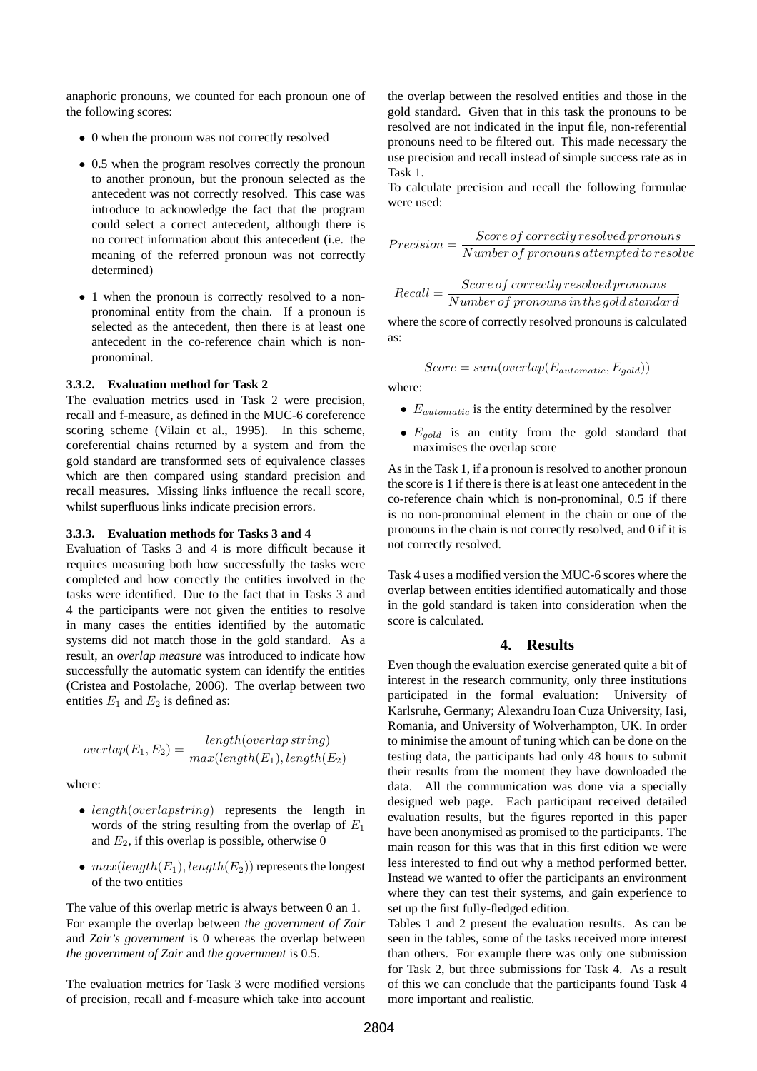anaphoric pronouns, we counted for each pronoun one of the following scores:

- 0 when the pronoun was not correctly resolved
- 0.5 when the program resolves correctly the pronoun to another pronoun, but the pronoun selected as the antecedent was not correctly resolved. This case was introduce to acknowledge the fact that the program could select a correct antecedent, although there is no correct information about this antecedent (i.e. the meaning of the referred pronoun was not correctly determined)
- 1 when the pronoun is correctly resolved to a non-pronominal entity from the chain. If a pronoun is selected as the antecedent, then there is at least one antecedent in the co-reference chain which is non-pronominal.

#### 3.3.2. Evaluation method for Task 2

The evaluation metrics used in Task 2 were precision, recall and f-measure, as defined in the MUC-6 coreference scoring scheme (Vilain et al., 1995). In this scheme, coreferential chains returned by a system and from the gold standard are transformed sets of equivalence classes which are then compared using standard precision and recall measures. Missing links influence the recall score, whilst superfluous links indicate precision errors.

#### 3.3.3. Evaluation methods for Tasks 3 and 4

Evaluation of Tasks 3 and 4 is more difficult because it requires measuring both how successfully the tasks were completed and how correctly the entities involved in the tasks were identified. Due to the fact that in Tasks 3 and 4 the participants were not given the entities to resolve in many cases the entities identified by the automatic systems did not match those in the gold standard. As a result, an *overlap measure* was introduced to indicate how successfully the automatic system can identify the entities (Cristea and Postolache, 2006). The overlap between two entities $E_1$ and $E_2$ is defined as:

$$overlap(E_1, E_2) = \frac{length(overlap\,string)}{max(length(E_1), length(E_2)}$$

where:

- $length(overlapstring)$ represents the length in words of the string resulting from the overlap of $E_1$ and $E_2$, if this overlap is possible, otherwise 0
- $max(length(E_1), length(E_2))$ represents the longest of the two entities

The value of this overlap metric is always between 0 an 1. For example the overlap between *the government of Zair* and *Zair's government* is 0 whereas the overlap between *the government of Zair* and *the government* is 0.5.

The evaluation metrics for Task 3 were modified versions of precision, recall and f-measure which take into account the overlap between the resolved entities and those in the gold standard. Given that in this task the pronouns to be resolved are not indicated in the input file, non-referential pronouns need to be filtered out. This made necessary the use precision and recall instead of simple success rate as in Task 1.

To calculate precision and recall the following formulae were used:

$$Precision = \frac{Score\,of\,correctly\,resolved\,pronouns}{Number\,of\,pronouns\,attempted\,to\,resolve}$$

$$Recall = \frac{Score\,of\,correctly\,resolved\,pronouns}{Number\,of\,pronouns\,in\,the\,gold\,standard}$$

where the score of correctly resolved pronouns is calculated as:

$$Score = sum(overlap(E_{automatic}, E_{gold}))$$

where:

- $E_{automatic}$ is the entity determined by the resolver
- $E_{gold}$ is an entity from the gold standard that maximises the overlap score

As in the Task 1, if a pronoun is resolved to another pronoun the score is 1 if there is there is at least one antecedent in the co-reference chain which is non-pronominal, 0.5 if there is no non-pronominal element in the chain or one of the pronouns in the chain is not correctly resolved, and 0 if it is not correctly resolved.

Task 4 uses a modified version the MUC-6 scores where the overlap between entities identified automatically and those in the gold standard is taken into consideration when the score is calculated.

## 4. Results

Even though the evaluation exercise generated quite a bit of interest in the research community, only three institutions participated in the formal evaluation: University of Karlsruhe, Germany; Alexandru Ioan Cuza University, Iasi, Romania, and University of Wolverhampton, UK. In order to minimise the amount of tuning which can be done on the testing data, the participants had only 48 hours to submit their results from the moment they have downloaded the data. All the communication was done via a specially designed web page. Each participant received detailed evaluation results, but the figures reported in this paper have been anonymised as promised to the participants. The main reason for this was that in this first edition we were less interested to find out why a method performed better. Instead we wanted to offer the participants an environment where they can test their systems, and gain experience to set up the first fully-fledged edition.

Tables 1 and 2 present the evaluation results. As can be seen in the tables, some of the tasks received more interest than others. For example there was only one submission for Task 2, but three submissions for Task 4. As a result of this we can conclude that the participants found Task 4 more important and realistic.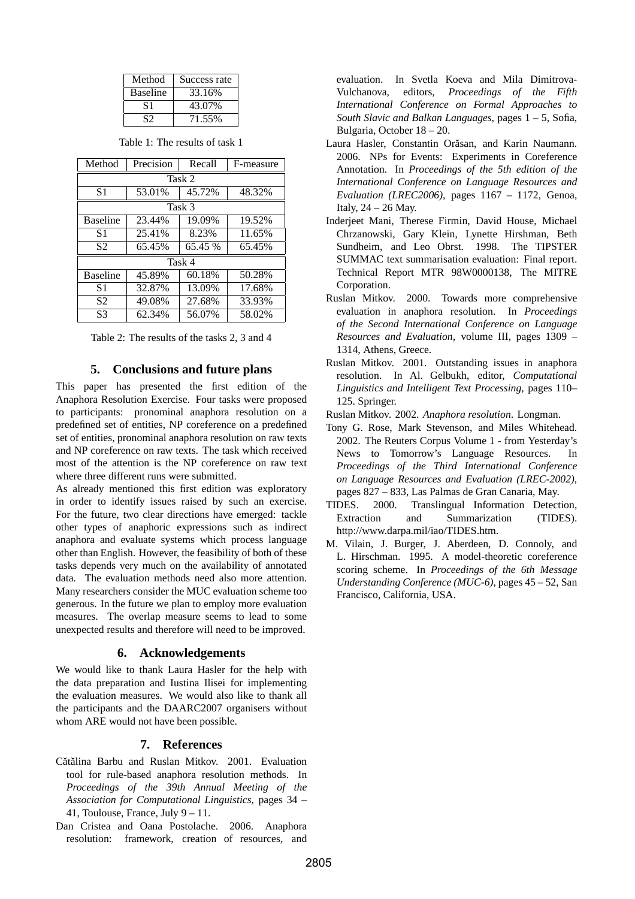| Method | Success rate |
|---|---|
| Baseline | 33.16% |
| S1 | 43.07% |
| S2 | 71.55% |

Table 1: The results of task 1

| Method | Precision | Recall | F-measure |
|---|---|---|---|
| Task 2 | | | |
| S1 | 53.01% | 45.72% | 48.32% |
| Task 3 | | | |
| Baseline | 23.44% | 19.09% | 19.52% |
| S1 | 25.41% | 8.23% | 11.65% |
| S2 | 65.45% | 65.45 % | 65.45% |
| Task 4 | | | |
| Baseline | 45.89% | 60.18% | 50.28% |
| S1 | 32.87% | 13.09% | 17.68% |
| S2 | 49.08% | 27.68% | 33.93% |
| S3 | 62.34% | 56.07% | 58.02% |

Table 2: The results of the tasks 2, 3 and 4

## 5. Conclusions and future plans

This paper has presented the first edition of the Anaphora Resolution Exercise. Four tasks were proposed to participants: pronominal anaphora resolution on a predefined set of entities, NP coreference on a predefined set of entities, pronominal anaphora resolution on raw texts and NP coreference on raw texts. The task which received most of the attention is the NP coreference on raw text where three different runs were submitted.

As already mentioned this first edition was exploratory in order to identify issues raised by such an exercise. For the future, two clear directions have emerged: tackle other types of anaphoric expressions such as indirect anaphora and evaluate systems which process language other than English. However, the feasibility of both of these tasks depends very much on the availability of annotated data. The evaluation methods need also more attention. Many researchers consider the MUC evaluation scheme too generous. In the future we plan to employ more evaluation measures. The overlap measure seems to lead to some unexpected results and therefore will need to be improved.

## 6. Acknowledgements

We would like to thank Laura Hasler for the help with the data preparation and Iustina Ilisei for implementing the evaluation measures. We would also like to thank all the participants and the DAARC2007 organisers without whom ARE would not have been possible.

## 7. References

Cătălina Barbu and Ruslan Mitkov. 2001. Evaluation tool for rule-based anaphora resolution methods. In *Proceedings of the 39th Annual Meeting of the Association for Computational Linguistics*, pages 34 – 41, Toulouse, France, July 9 – 11.

Dan Cristea and Oana Postolache. 2006. Anaphora resolution: framework, creation of resources, and evaluation. In Svetla Koeva and Mila Dimitrova-Vulchanova, editors, *Proceedings of the Fifth International Conference on Formal Approaches to South Slavic and Balkan Languages*, pages 1 – 5, Sofia, Bulgaria, October 18 – 20.

Laura Hasler, Constantin Orăsan, and Karin Naumann. 2006. NPs for Events: Experiments in Coreference Annotation. In *Proceedings of the 5th edition of the International Conference on Language Resources and Evaluation (LREC2006)*, pages 1167 – 1172, Genoa, Italy, 24 – 26 May.

Inderjeet Mani, Therese Firmin, David House, Michael Chrzanowski, Gary Klein, Lynette Hirshman, Beth Sundheim, and Leo Obrst. 1998. The TIPSTER SUMMAC text summarisation evaluation: Final report. Technical Report MTR 98W0000138, The MITRE Corporation.

Ruslan Mitkov. 2000. Towards more comprehensive evaluation in anaphora resolution. In *Proceedings of the Second International Conference on Language Resources and Evaluation*, volume III, pages 1309 – 1314, Athens, Greece.

Ruslan Mitkov. 2001. Outstanding issues in anaphora resolution. In Al. Gelbukh, editor, *Computational Linguistics and Intelligent Text Processing*, pages 110–125. Springer.

Ruslan Mitkov. 2002. *Anaphora resolution*. Longman.

Tony G. Rose, Mark Stevenson, and Miles Whitehead. 2002. The Reuters Corpus Volume 1 - from Yesterday's News to Tomorrow's Language Resources. In *Proceedings of the Third International Conference on Language Resources and Evaluation (LREC-2002)*, pages 827 – 833, Las Palmas de Gran Canaria, May.

TIDES. 2000. Translingual Information Detection, Extraction and Summarization (TIDES). http://www.darpa.mil/iao/TIDES.htm.

M. Vilain, J. Burger, J. Aberdeen, D. Connoly, and L. Hirschman. 1995. A model-theoretic coreference scoring scheme. In *Proceedings of the 6th Message Understanding Conference (MUC-6)*, pages 45 – 52, San Francisco, California, USA.